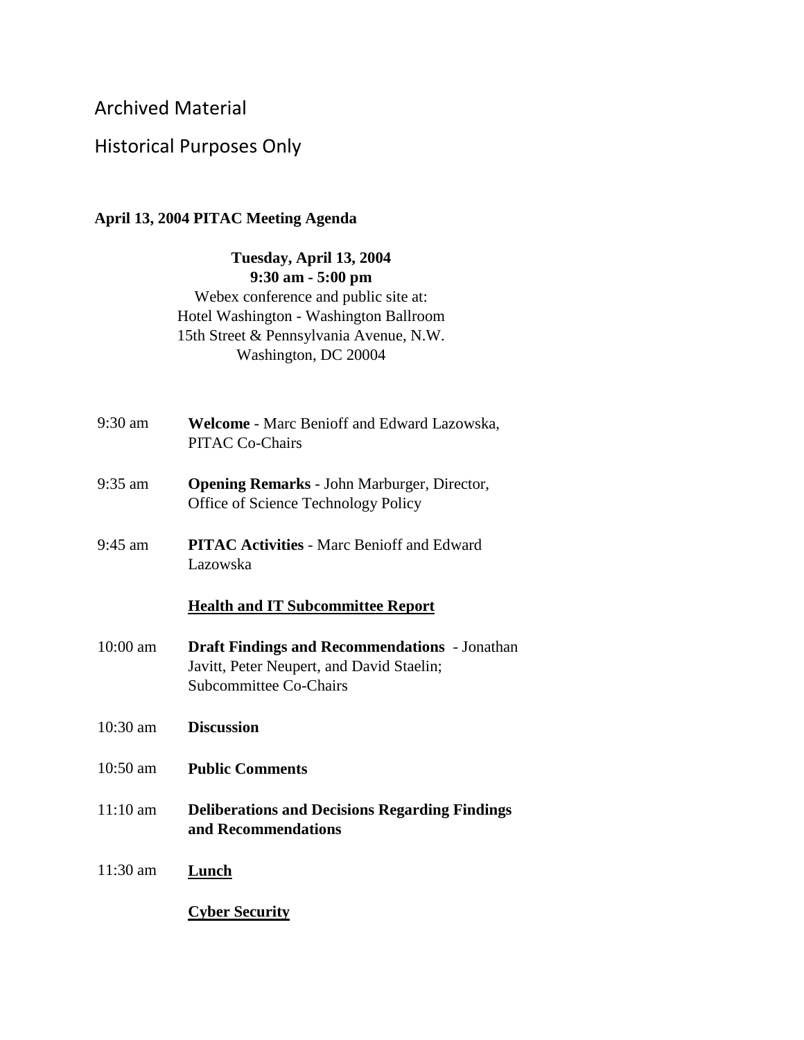Archived Material

Historical Purposes Only

**April 13, 2004 PITAC Meeting Agenda**

**Tuesday, April 13, 2004**
**9:30 am - 5:00 pm**
Webex conference and public site at:
Hotel Washington - Washington Ballroom
15th Street & Pennsylvania Avenue, N.W.
Washington, DC 20004

| | |
|---|---|
| 9:30 am | **Welcome** - Marc Benioff and Edward Lazowska, PITAC Co-Chairs |
| 9:35 am | **Opening Remarks** - John Marburger, Director, Office of Science Technology Policy |
| 9:45 am | **PITAC Activities** - Marc Benioff and Edward Lazowska |
| | **Health and IT Subcommittee Report** |
| 10:00 am | **Draft Findings and Recommendations** - Jonathan Javitt, Peter Neupert, and David Staelin; Subcommittee Co-Chairs |
| 10:30 am | **Discussion** |
| 10:50 am | **Public Comments** |
| 11:10 am | **Deliberations and Decisions Regarding Findings and Recommendations** |
| 11:30 am | **Lunch** |
| | **Cyber Security** |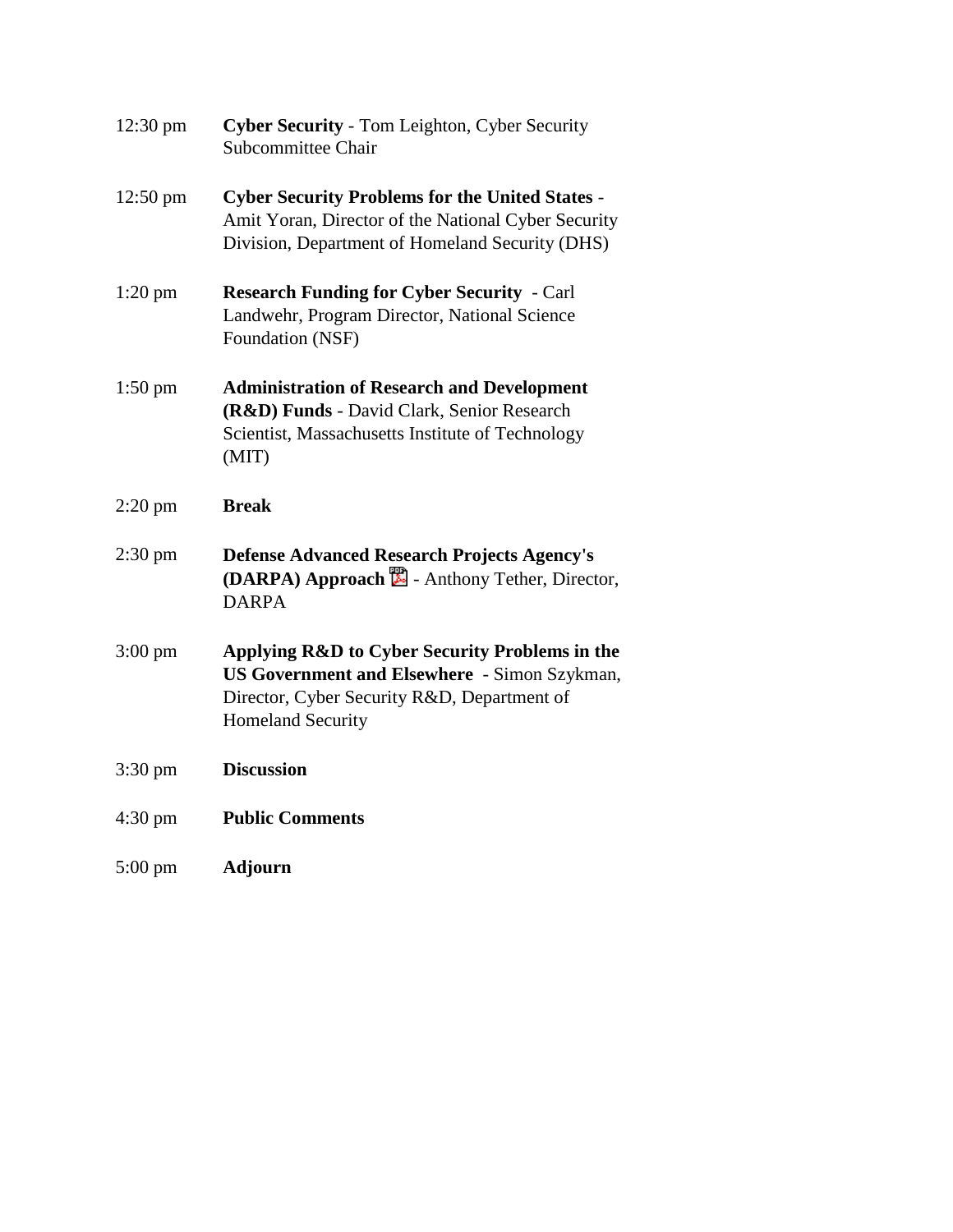| | |
|---|---|
| 12:30 pm | **Cyber Security** - Tom Leighton, Cyber Security Subcommittee Chair |
| 12:50 pm | **Cyber Security Problems for the United States** - Amit Yoran, Director of the National Cyber Security Division, Department of Homeland Security (DHS) |
| 1:20 pm | **Research Funding for Cyber Security** - Carl Landwehr, Program Director, National Science Foundation (NSF) |
| 1:50 pm | **Administration of Research and Development (R&D) Funds** - David Clark, Senior Research Scientist, Massachusetts Institute of Technology (MIT) |
| 2:20 pm | **Break** |
| 2:30 pm | **Defense Advanced Research Projects Agency's (DARPA) Approach** - Anthony Tether, Director, DARPA |
| 3:00 pm | **Applying R&D to Cyber Security Problems in the US Government and Elsewhere** - Simon Szykman, Director, Cyber Security R&D, Department of Homeland Security |
| 3:30 pm | **Discussion** |
| 4:30 pm | **Public Comments** |
| 5:00 pm | **Adjourn** |